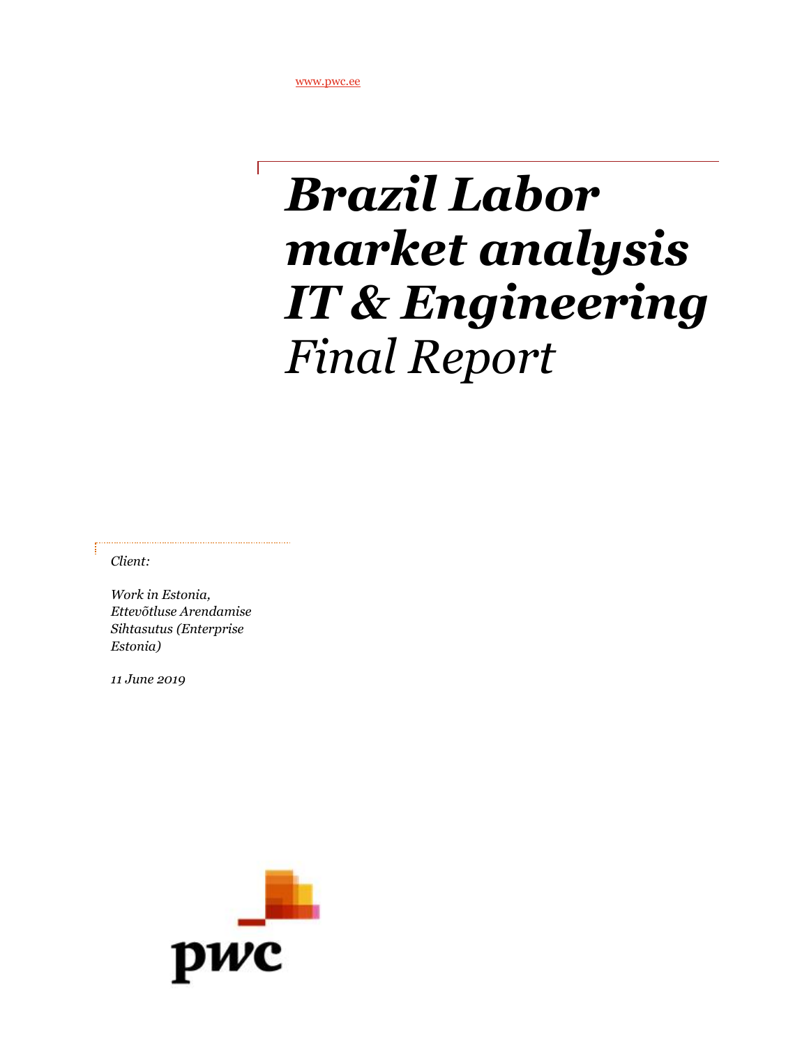www.pwc.ee

# *Brazil Labor market analysis IT & Engineering*

*Final Report*

*Client:*

*Work in Estonia, Ettevõtluse Arendamise Sihtasutus (Enterprise Estonia)*

*11 June 2019*

pwc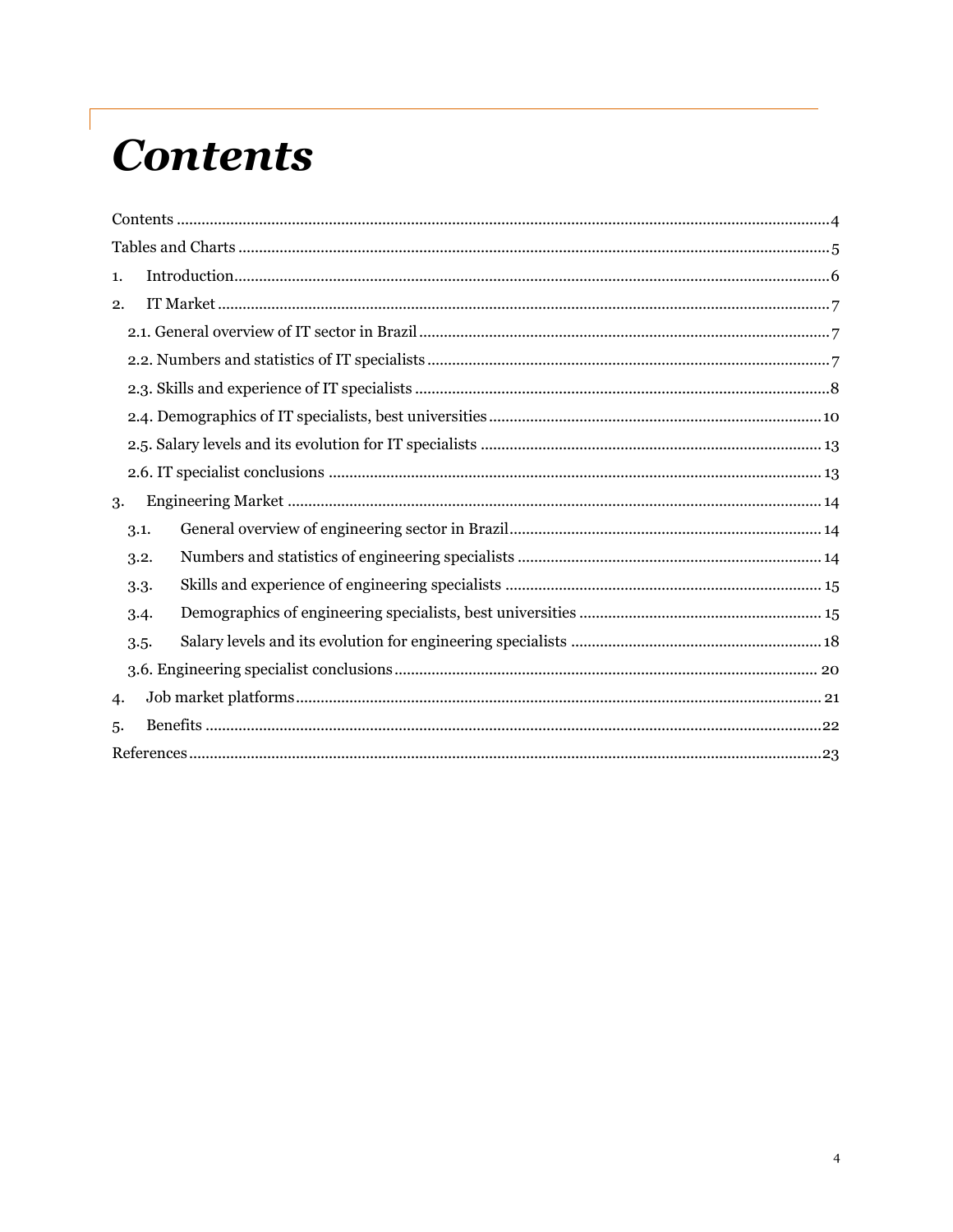# *Contents*

Contents ............................................................................................................................................4

Tables and Charts ...............................................................................................................................5

1. Introduction.................................................................................................................................6
2. IT Market ....................................................................................................................................7
   - 2.1. General overview of IT sector in Brazil ...................................................................................7
   - 2.2. Numbers and statistics of IT specialists ...................................................................................7
   - 2.3. Skills and experience of IT specialists .....................................................................................8
   - 2.4. Demographics of IT specialists, best universities ...................................................................10
   - 2.5. Salary levels and its evolution for IT specialists ....................................................................13
   - 2.6. IT specialist conclusions .......................................................................................................13
3. Engineering Market .....................................................................................................................14
   - 3.1. General overview of engineering sector in Brazil ...............................................................14
   - 3.2. Numbers and statistics of engineering specialists .............................................................14
   - 3.3. Skills and experience of engineering specialists ...............................................................15
   - 3.4. Demographics of engineering specialists, best universities ..............................................15
   - 3.5. Salary levels and its evolution for engineering specialists ...............................................18
   - 3.6. Engineering specialist conclusions ......................................................................................20
4. Job market platforms ...................................................................................................................21
5. Benefits .......................................................................................................................................22

References ..........................................................................................................................................23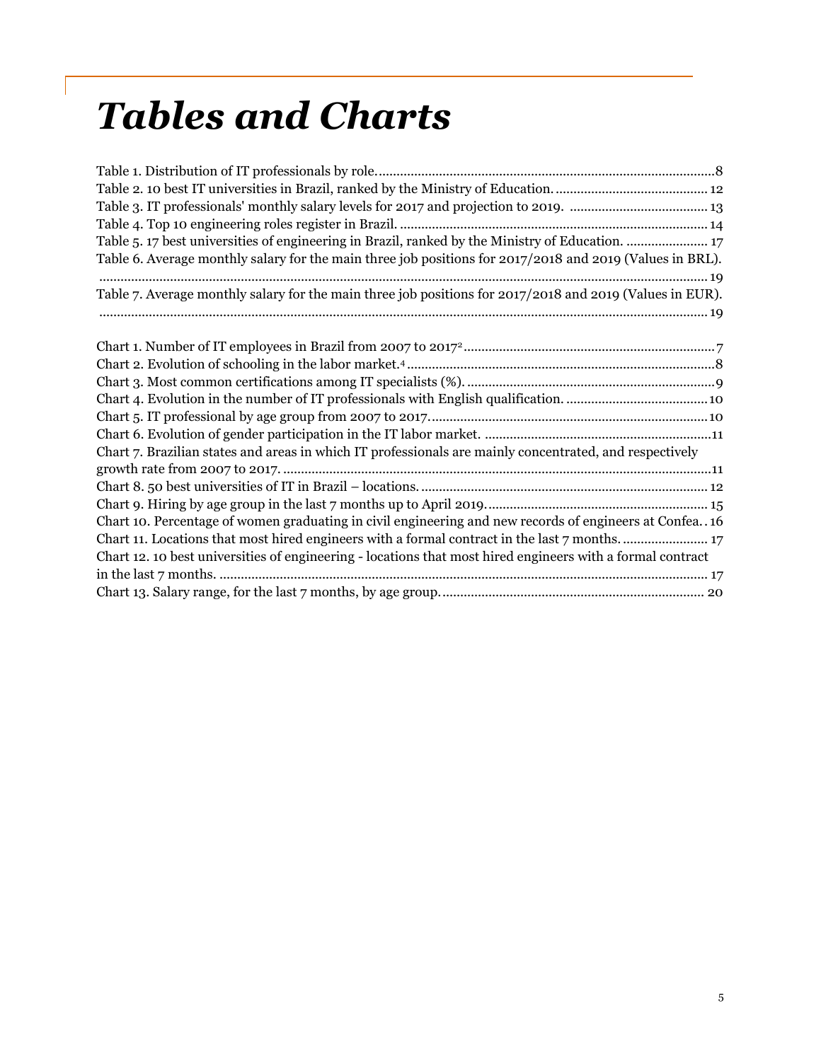# *Tables and Charts*

Table 1. Distribution of IT professionals by role. ........................................................................................8
Table 2. 10 best IT universities in Brazil, ranked by the Ministry of Education. .......................................... 12
Table 3. IT professionals' monthly salary levels for 2017 and projection to 2019. ...................................... 13
Table 4. Top 10 engineering roles register in Brazil. ...................................................................................... 14
Table 5. 17 best universities of engineering in Brazil, ranked by the Ministry of Education. ....................... 17
Table 6. Average monthly salary for the main three job positions for 2017/2018 and 2019 (Values in BRL). ........................................................................................................................................................ 19
Table 7. Average monthly salary for the main three job positions for 2017/2018 and 2019 (Values in EUR). ........................................................................................................................................................ 19

Chart 1. Number of IT employees in Brazil from 2007 to 2017[2] ........................................................................7
Chart 2. Evolution of schooling in the labor market.[4] .......................................................................................8
Chart 3. Most common certifications among IT specialists (%). .......................................................................9
Chart 4. Evolution in the number of IT professionals with English qualification. ........................................ 10
Chart 5. IT professional by age group from 2007 to 2017. ............................................................................. 10
Chart 6. Evolution of gender participation in the IT labor market. ............................................................... 11
Chart 7. Brazilian states and areas in which IT professionals are mainly concentrated, and respectively growth rate from 2007 to 2017. ........................................................................................................ 11
Chart 8. 50 best universities of IT in Brazil – locations. ................................................................................. 12
Chart 9. Hiring by age group in the last 7 months up to April 2019. ............................................................. 15
Chart 10. Percentage of women graduating in civil engineering and new records of engineers at Confea. . 16
Chart 11. Locations that most hired engineers with a formal contract in the last 7 months. ....................... 17
Chart 12. 10 best universities of engineering - locations that most hired engineers with a formal contract in the last 7 months. ........................................................................................................................ 17
Chart 13. Salary range, for the last 7 months, by age group. ......................................................................... 20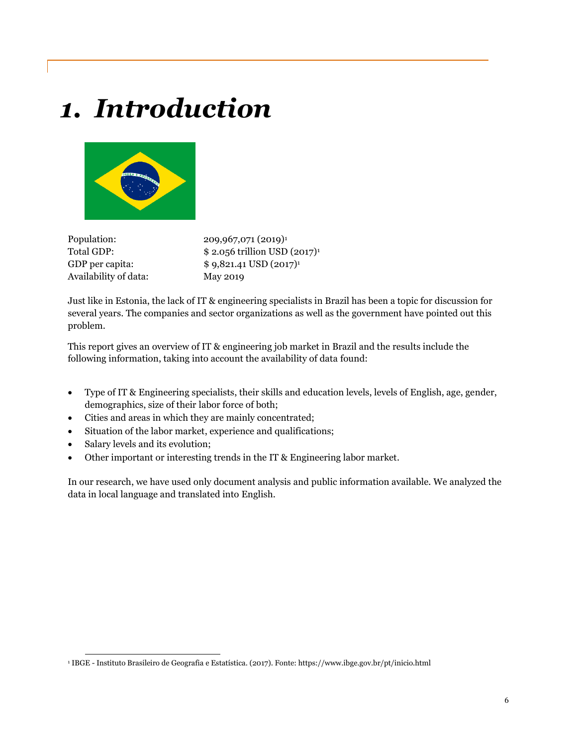# 1. Introduction

| | |
|---|---|
| Population: | 209,967,071 (2019)[1] |
| Total GDP: | $ 2.056 trillion USD (2017)[1] |
| GDP per capita: | $ 9,821.41 USD (2017)[1] |
| Availability of data: | May 2019 |

Just like in Estonia, the lack of IT & engineering specialists in Brazil has been a topic for discussion for several years. The companies and sector organizations as well as the government have pointed out this problem.

This report gives an overview of IT & engineering job market in Brazil and the results include the following information, taking into account the availability of data found:

- Type of IT & Engineering specialists, their skills and education levels, levels of English, age, gender, demographics, size of their labor force of both;
- Cities and areas in which they are mainly concentrated;
- Situation of the labor market, experience and qualifications;
- Salary levels and its evolution;
- Other important or interesting trends in the IT & Engineering labor market.

In our research, we have used only document analysis and public information available. We analyzed the data in local language and translated into English.

[1] IBGE - Instituto Brasileiro de Geografia e Estatística. (2017). Fonte: https://www.ibge.gov.br/pt/inicio.html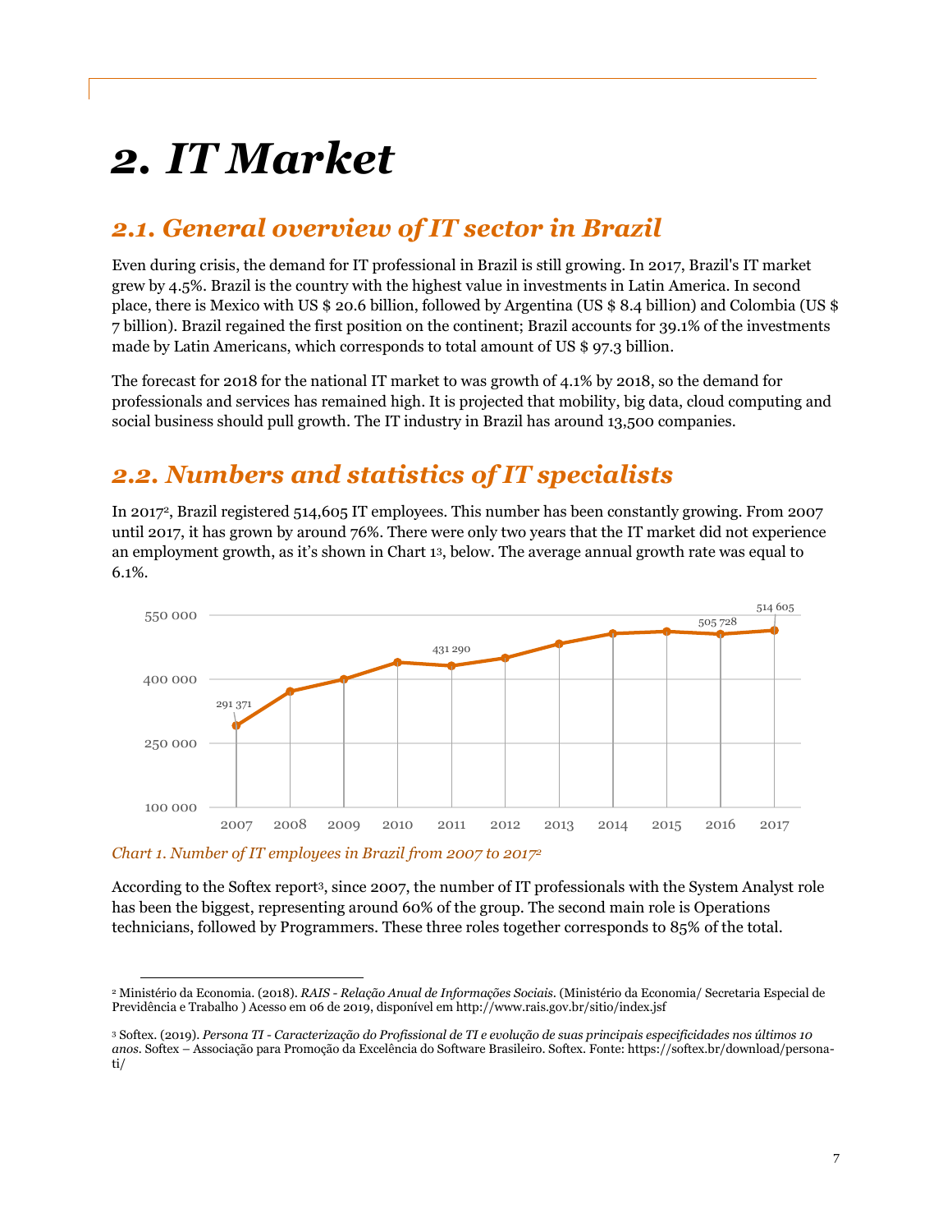# 2. IT Market

## 2.1. General overview of IT sector in Brazil

Even during crisis, the demand for IT professional in Brazil is still growing. In 2017, Brazil's IT market grew by 4.5%. Brazil is the country with the highest value in investments in Latin America. In second place, there is Mexico with US $ 20.6 billion, followed by Argentina (US $ 8.4 billion) and Colombia (US $ 7 billion). Brazil regained the first position on the continent; Brazil accounts for 39.1% of the investments made by Latin Americans, which corresponds to total amount of US $ 97.3 billion.

The forecast for 2018 for the national IT market to was growth of 4.1% by 2018, so the demand for professionals and services has remained high. It is projected that mobility, big data, cloud computing and social business should pull growth. The IT industry in Brazil has around 13,500 companies.

## 2.2. Numbers and statistics of IT specialists

In 2017[2], Brazil registered 514,605 IT employees. This number has been constantly growing. From 2007 until 2017, it has grown by around 76%. There were only two years that the IT market did not experience an employment growth, as it's shown in Chart 1[3], below. The average annual growth rate was equal to 6.1%.

550 000
400 000
250 000
100 000

291 371
431 290
505 728
514 605

2007 2008 2009 2010 2011 2012 2013 2014 2015 2016 2017

*Chart 1. Number of IT employees in Brazil from 2007 to 2017[2]*

According to the Softex report[3], since 2007, the number of IT professionals with the System Analyst role has been the biggest, representing around 60% of the group. The second main role is Operations technicians, followed by Programmers. These three roles together corresponds to 85% of the total.

---

[2] Ministério da Economia. (2018). *RAIS - Relação Anual de Informações Sociais*. (Ministério da Economia/ Secretaria Especial de Previdência e Trabalho ) Acesso em 06 de 2019, disponível em http://www.rais.gov.br/sitio/index.jsf

[3] Softex. (2019). *Persona TI - Caracterização do Profissional de TI e evolução de suas principais especificidades nos últimos 10 anos*. Softex – Associação para Promoção da Excelência do Software Brasileiro. Softex. Fonte: https://softex.br/download/persona-ti/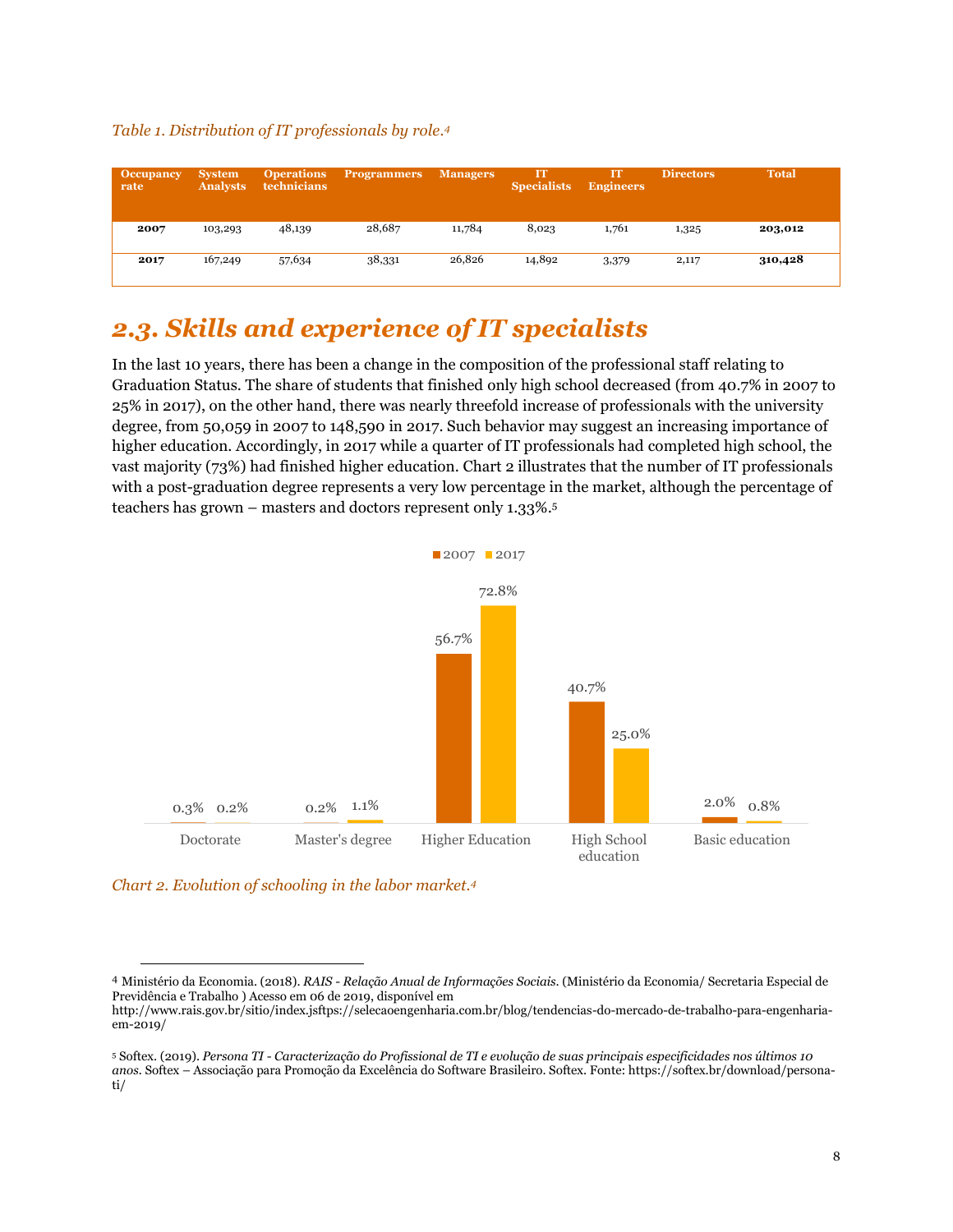*Table 1. Distribution of IT professionals by role.*[4]

| Occupancy rate | System Analysts | Operations technicians | Programmers | Managers | IT Specialists | IT Engineers | Directors | Total |
|---|---|---|---|---|---|---|---|---|
| **2007** | 103,293 | 48,139 | 28,687 | 11,784 | 8,023 | 1,761 | 1,325 | **203,012** |
| **2017** | 167,249 | 57,634 | 38,331 | 26,826 | 14,892 | 3,379 | 2,117 | **310,428** |

## 2.3. Skills and experience of IT specialists

In the last 10 years, there has been a change in the composition of the professional staff relating to Graduation Status. The share of students that finished only high school decreased (from 40.7% in 2007 to 25% in 2017), on the other hand, there was nearly threefold increase of professionals with the university degree, from 50,059 in 2007 to 148,590 in 2017. Such behavior may suggest an increasing importance of higher education. Accordingly, in 2017 while a quarter of IT professionals had completed high school, the vast majority (73%) had finished higher education. Chart 2 illustrates that the number of IT professionals with a post-graduation degree represents a very low percentage in the market, although the percentage of teachers has grown – masters and doctors represent only 1.33%.[5]

2007 2017

Doctorate: 0.3% 0.2%
Master's degree: 0.2% 1.1%
Higher Education: 56.7% 72.8%
High School education: 40.7% 25.0%
Basic education: 2.0% 0.8%

*Chart 2. Evolution of schooling in the labor market.*[4]

[4] Ministério da Economia. (2018). *RAIS - Relação Anual de Informações Sociais*. (Ministério da Economia/ Secretaria Especial de Previdência e Trabalho ) Acesso em 06 de 2019, disponível em http://www.rais.gov.br/sitio/index.jsftps://selecaoengenharia.com.br/blog/tendencias-do-mercado-de-trabalho-para-engenharia-em-2019/

[5] Softex. (2019). *Persona TI - Caracterização do Profissional de TI e evolução de suas principais especificidades nos últimos 10 anos*. Softex – Associação para Promoção da Excelência do Software Brasileiro. Softex. Fonte: https://softex.br/download/persona-ti/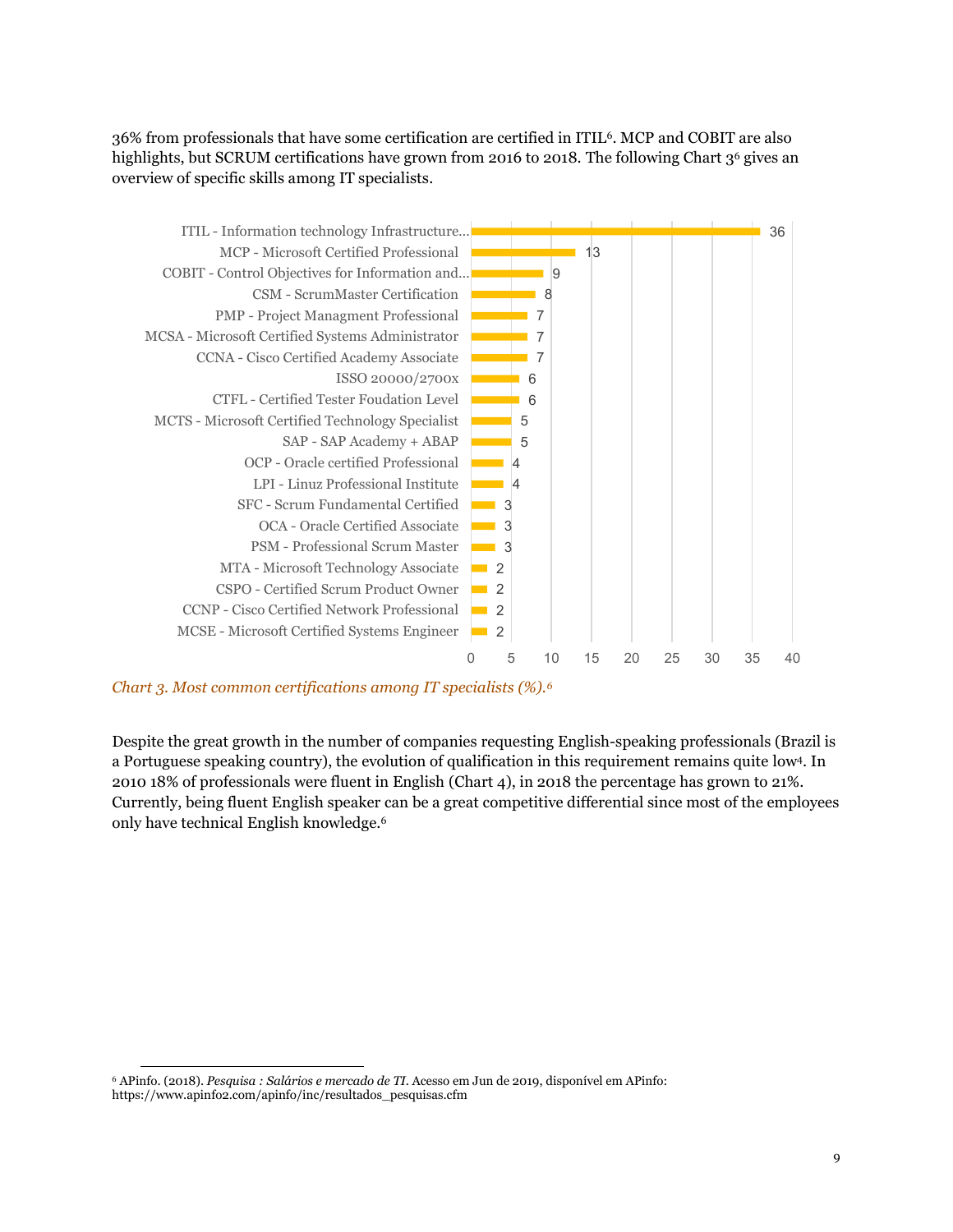36% from professionals that have some certification are certified in ITIL[6]. MCP and COBIT are also highlights, but SCRUM certifications have grown from 2016 to 2018. The following Chart 3[6] gives an overview of specific skills among IT specialists.

ITIL - Information technology Infrastructure...
MCP - Microsoft Certified Professional
COBIT - Control Objectives for Information and...
CSM - ScrumMaster Certification
PMP - Project Managment Professional
MCSA - Microsoft Certified Systems Administrator
CCNA - Cisco Certified Academy Associate
ISSO 20000/2700x
CTFL - Certified Tester Foudation Level
MCTS - Microsoft Certified Technology Specialist
SAP - SAP Academy + ABAP
OCP - Oracle certified Professional
LPI - Linuz Professional Institute
SFC - Scrum Fundamental Certified
OCA - Oracle Certified Associate
PSM - Professional Scrum Master
MTA - Microsoft Technology Associate
CSPO - Certified Scrum Product Owner
CCNP - Cisco Certified Network Professional
MCSE - Microsoft Certified Systems Engineer

36
13
9
8
7
7
7
6
6
5
5
4
4
3
3
3
2
2
2
2

0 5 10 15 20 25 30 35 40

*Chart 3. Most common certifications among IT specialists (%).*[6]

Despite the great growth in the number of companies requesting English-speaking professionals (Brazil is a Portuguese speaking country), the evolution of qualification in this requirement remains quite low[4]. In 2010 18% of professionals were fluent in English (Chart 4), in 2018 the percentage has grown to 21%. Currently, being fluent English speaker can be a great competitive differential since most of the employees only have technical English knowledge.[6]

[6] APinfo. (2018). *Pesquisa : Salários e mercado de TI*. Acesso em Jun de 2019, disponível em APinfo: https://www.apinfo2.com/apinfo/inc/resultados_pesquisas.cfm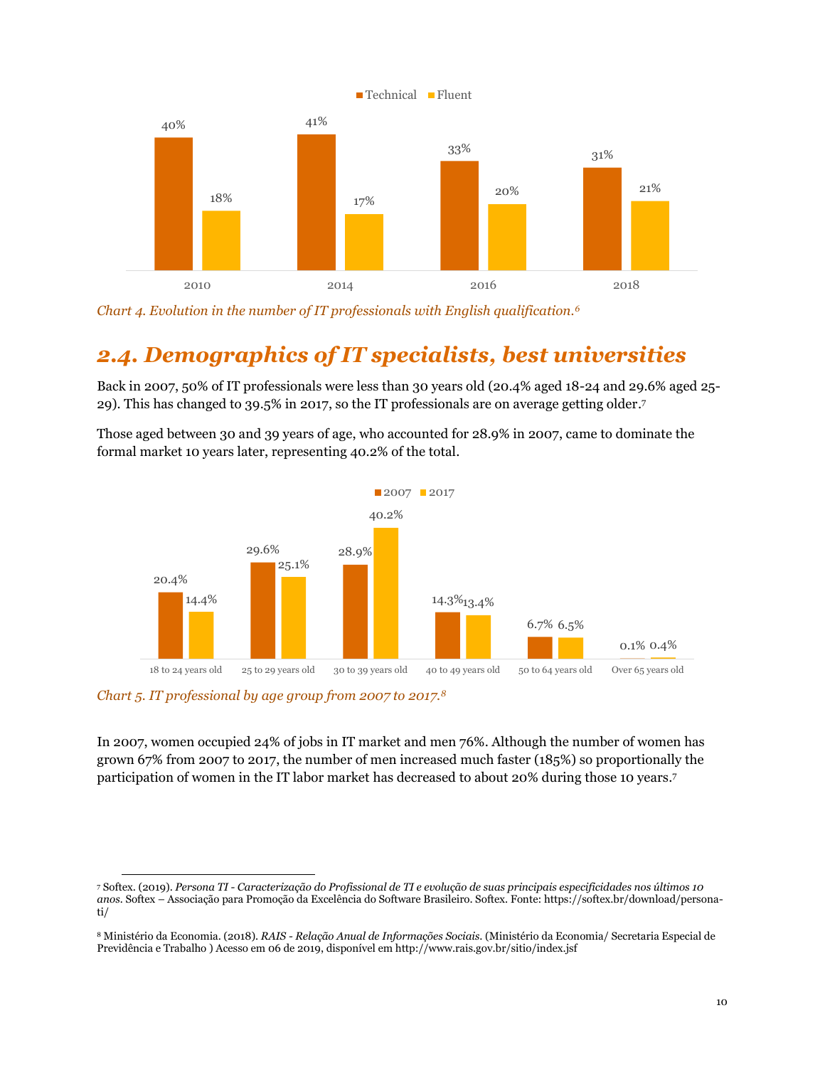| | 2010 | 2014 | 2016 | 2018 |
|---|---|---|---|---|
| Technical | 40% | 41% | 33% | 31% |
| Fluent | 18% | 17% | 20% | 21% |

*Chart 4. Evolution in the number of IT professionals with English qualification.*[6]

## *2.4. Demographics of IT specialists, best universities*

Back in 2007, 50% of IT professionals were less than 30 years old (20.4% aged 18-24 and 29.6% aged 25-29). This has changed to 39.5% in 2017, so the IT professionals are on average getting older.[7]

Those aged between 30 and 39 years of age, who accounted for 28.9% in 2007, came to dominate the formal market 10 years later, representing 40.2% of the total.

| | 18 to 24 years old | 25 to 29 years old | 30 to 39 years old | 40 to 49 years old | 50 to 64 years old | Over 65 years old |
|---|---|---|---|---|---|---|
| 2007 | 20.4% | 29.6% | 28.9% | 14.3% | 6.7% | 0.1% |
| 2017 | 14.4% | 25.1% | 40.2% | 13.4% | 6.5% | 0.4% |

*Chart 5. IT professional by age group from 2007 to 2017.*[8]

In 2007, women occupied 24% of jobs in IT market and men 76%. Although the number of women has grown 67% from 2007 to 2017, the number of men increased much faster (185%) so proportionally the participation of women in the IT labor market has decreased to about 20% during those 10 years.[7]

---

[7] Softex. (2019). *Persona TI - Caracterização do Profissional de TI e evolução de suas principais especificidades nos últimos 10 anos.* Softex – Associação para Promoção da Excelência do Software Brasileiro. Softex. Fonte: https://softex.br/download/persona-ti/

[8] Ministério da Economia. (2018). *RAIS - Relação Anual de Informações Sociais.* (Ministério da Economia/ Secretaria Especial de Previdência e Trabalho ) Acesso em 06 de 2019, disponível em http://www.rais.gov.br/sitio/index.jsf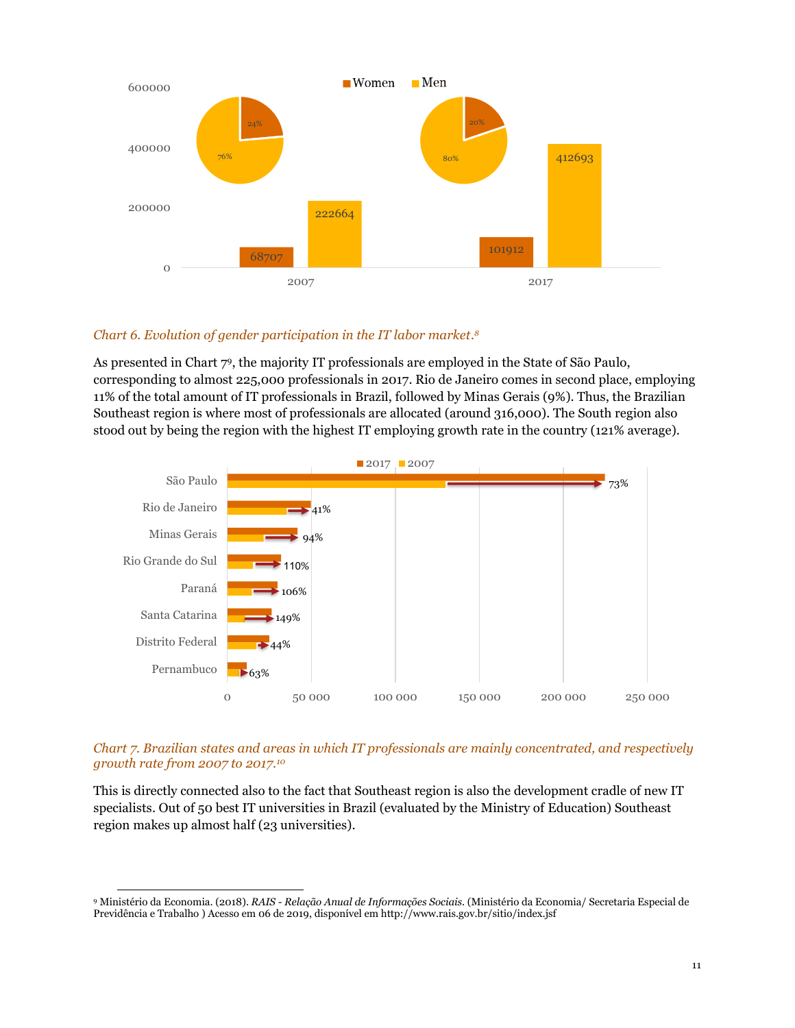600000
400000
200000
0

Women   Men

24%
76%

20%
80%

68707
222664
101912
412693

2007
2017

*Chart 6. Evolution of gender participation in the IT labor market.[8]*

As presented in Chart 7[9], the majority IT professionals are employed in the State of São Paulo, corresponding to almost 225,000 professionals in 2017. Rio de Janeiro comes in second place, employing 11% of the total amount of IT professionals in Brazil, followed by Minas Gerais (9%). Thus, the Brazilian Southeast region is where most of professionals are allocated (around 316,000). The South region also stood out by being the region with the highest IT employing growth rate in the country (121% average).

2017   2007

São Paulo 73%
Rio de Janeiro 41%
Minas Gerais 94%
Rio Grande do Sul 110%
Paraná 106%
Santa Catarina 149%
Distrito Federal 44%
Pernambuco 63%

0   50 000   100 000   150 000   200 000   250 000

*Chart 7. Brazilian states and areas in which IT professionals are mainly concentrated, and respectively growth rate from 2007 to 2017.[10]*

This is directly connected also to the fact that Southeast region is also the development cradle of new IT specialists. Out of 50 best IT universities in Brazil (evaluated by the Ministry of Education) Southeast region makes up almost half (23 universities).

[9] Ministério da Economia. (2018). *RAIS - Relação Anual de Informações Sociais*. (Ministério da Economia/ Secretaria Especial de Previdência e Trabalho ) Acesso em 06 de 2019, disponível em http://www.rais.gov.br/sitio/index.jsf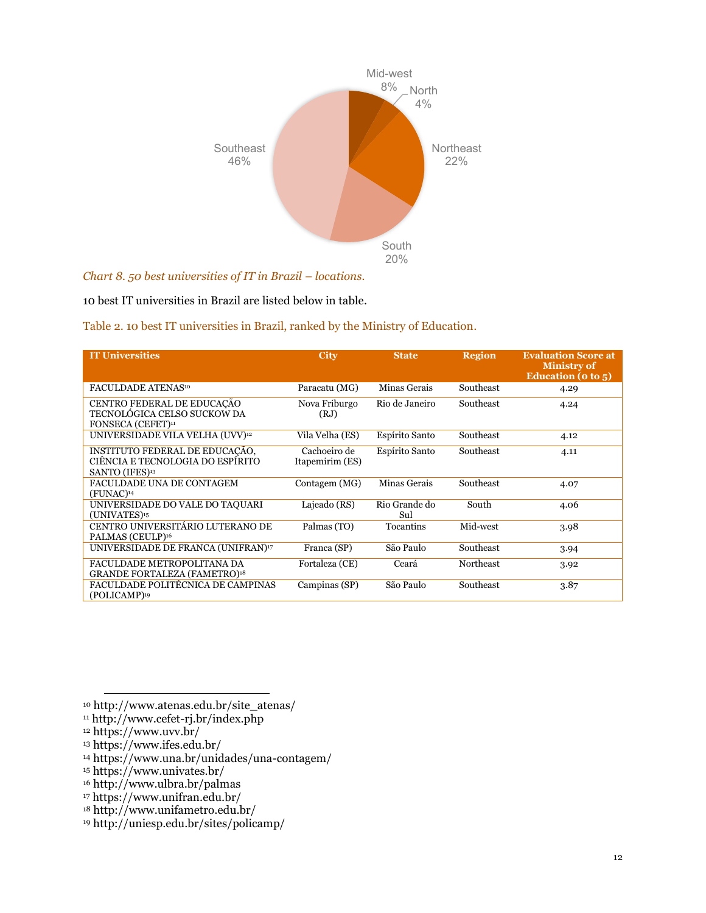Mid-west 8%

North 4%

Northeast 22%

South 20%

Southeast 46%

*Chart 8. 50 best universities of IT in Brazil – locations.*

10 best IT universities in Brazil are listed below in table.

Table 2. 10 best IT universities in Brazil, ranked by the Ministry of Education.

| IT Universities | City | State | Region | Evaluation Score at Ministry of Education (0 to 5) |
|---|---|---|---|---|
| FACULDADE ATENAS[10] | Paracatu (MG) | Minas Gerais | Southeast | 4.29 |
| CENTRO FEDERAL DE EDUCAÇÃO TECNOLÓGICA CELSO SUCKOW DA FONSECA (CEFET)[11] | Nova Friburgo (RJ) | Rio de Janeiro | Southeast | 4.24 |
| UNIVERSIDADE VILA VELHA (UVV)[12] | Vila Velha (ES) | Espírito Santo | Southeast | 4.12 |
| INSTITUTO FEDERAL DE EDUCAÇÃO, CIÊNCIA E TECNOLOGIA DO ESPÍRITO SANTO (IFES)[13] | Cachoeiro de Itapemirim (ES) | Espírito Santo | Southeast | 4.11 |
| FACULDADE UNA DE CONTAGEM (FUNAC)[14] | Contagem (MG) | Minas Gerais | Southeast | 4.07 |
| UNIVERSIDADE DO VALE DO TAQUARI (UNIVATES)[15] | Lajeado (RS) | Rio Grande do Sul | South | 4.06 |
| CENTRO UNIVERSITÁRIO LUTERANO DE PALMAS (CEULP)[16] | Palmas (TO) | Tocantins | Mid-west | 3.98 |
| UNIVERSIDADE DE FRANCA (UNIFRAN)[17] | Franca (SP) | São Paulo | Southeast | 3.94 |
| FACULDADE METROPOLITANA DA GRANDE FORTALEZA (FAMETRO)[18] | Fortaleza (CE) | Ceará | Northeast | 3.92 |
| FACULDADE POLITÉCNICA DE CAMPINAS (POLICAMP)[19] | Campinas (SP) | São Paulo | Southeast | 3.87 |

[10] http://www.atenas.edu.br/site_atenas/

[11] http://www.cefet-rj.br/index.php

[12] https://www.uvv.br/

[13] https://www.ifes.edu.br/

[14] https://www.una.br/unidades/una-contagem/

[15] https://www.univates.br/

[16] http://www.ulbra.br/palmas

[17] https://www.unifran.edu.br/

[18] http://www.unifametro.edu.br/

[19] http://uniesp.edu.br/sites/policamp/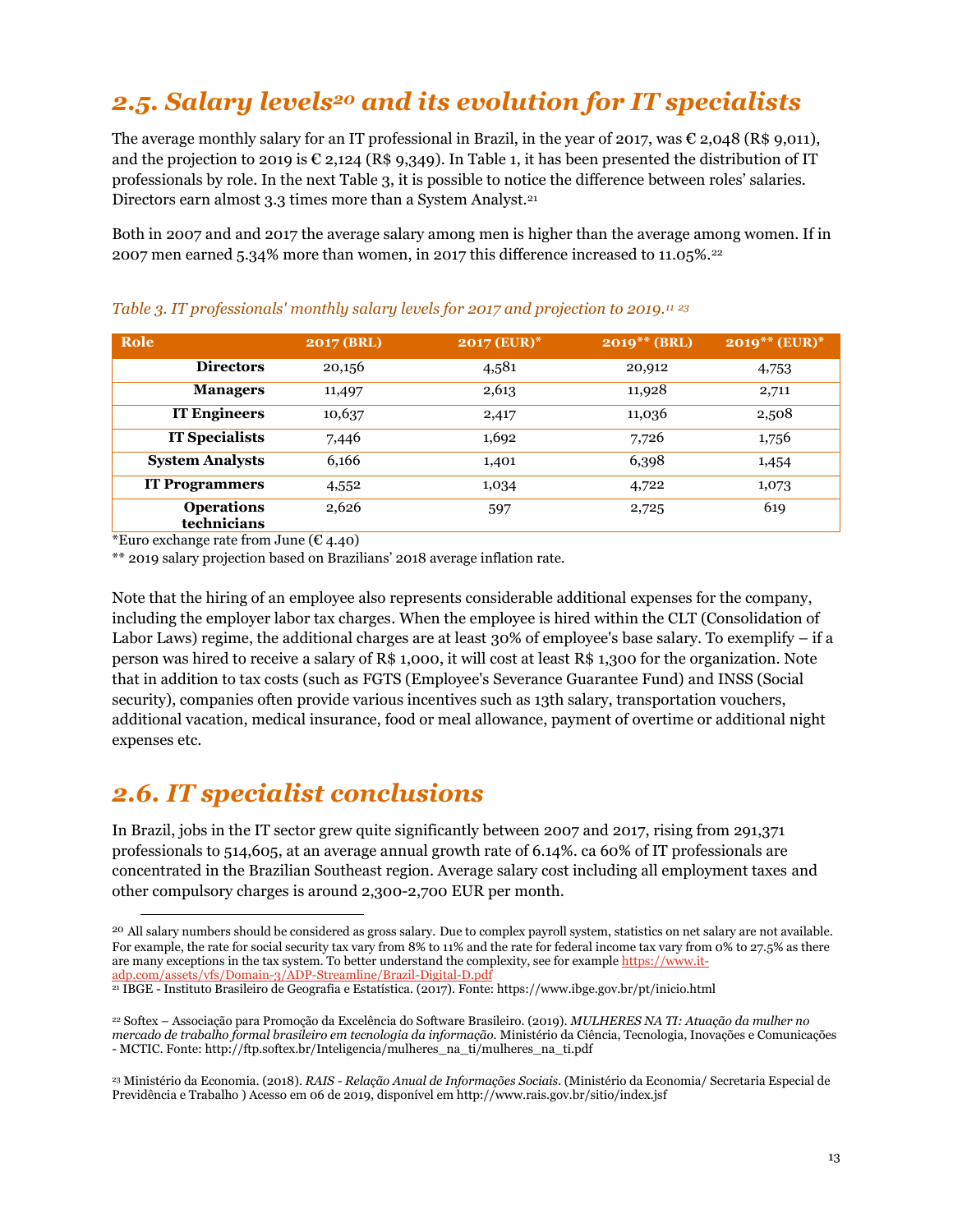## 2.5. Salary levels[20] and its evolution for IT specialists

The average monthly salary for an IT professional in Brazil, in the year of 2017, was € 2,048 (R$ 9,011), and the projection to 2019 is € 2,124 (R$ 9,349). In Table 1, it has been presented the distribution of IT professionals by role. In the next Table 3, it is possible to notice the difference between roles' salaries. Directors earn almost 3.3 times more than a System Analyst.[21]

Both in 2007 and and 2017 the average salary among men is higher than the average among women. If in 2007 men earned 5.34% more than women, in 2017 this difference increased to 11.05%.[22]

*Table 3. IT professionals' monthly salary levels for 2017 and projection to 2019.[11 23]*

| Role | 2017 (BRL) | 2017 (EUR)* | 2019** (BRL) | 2019** (EUR)* |
|---|---|---|---|---|
| Directors | 20,156 | 4,581 | 20,912 | 4,753 |
| Managers | 11,497 | 2,613 | 11,928 | 2,711 |
| IT Engineers | 10,637 | 2,417 | 11,036 | 2,508 |
| IT Specialists | 7,446 | 1,692 | 7,726 | 1,756 |
| System Analysts | 6,166 | 1,401 | 6,398 | 1,454 |
| IT Programmers | 4,552 | 1,034 | 4,722 | 1,073 |
| Operations technicians | 2,626 | 597 | 2,725 | 619 |

*Euro exchange rate from June (€ 4.40)

** 2019 salary projection based on Brazilians' 2018 average inflation rate.

Note that the hiring of an employee also represents considerable additional expenses for the company, including the employer labor tax charges. When the employee is hired within the CLT (Consolidation of Labor Laws) regime, the additional charges are at least 30% of employee's base salary. To exemplify – if a person was hired to receive a salary of R$ 1,000, it will cost at least R$ 1,300 for the organization. Note that in addition to tax costs (such as FGTS (Employee's Severance Guarantee Fund) and INSS (Social security), companies often provide various incentives such as 13th salary, transportation vouchers, additional vacation, medical insurance, food or meal allowance, payment of overtime or additional night expenses etc.

## 2.6. IT specialist conclusions

In Brazil, jobs in the IT sector grew quite significantly between 2007 and 2017, rising from 291,371 professionals to 514,605, at an average annual growth rate of 6.14%. ca 60% of IT professionals are concentrated in the Brazilian Southeast region. Average salary cost including all employment taxes and other compulsory charges is around 2,300-2,700 EUR per month.

---

[20] All salary numbers should be considered as gross salary. Due to complex payroll system, statistics on net salary are not available. For example, the rate for social security tax vary from 8% to 11% and the rate for federal income tax vary from 0% to 27.5% as there are many exceptions in the tax system. To better understand the complexity, see for example https://www.it-adp.com/assets/vfs/Domain-3/ADP-Streamline/Brazil-Digital-D.pdf

[21] IBGE - Instituto Brasileiro de Geografia e Estatística. (2017). Fonte: https://www.ibge.gov.br/pt/inicio.html

[22] Softex – Associação para Promoção da Excelência do Software Brasileiro. (2019). *MULHERES NA TI: Atuação da mulher no mercado de trabalho formal brasileiro em tecnologia da informação.* Ministério da Ciência, Tecnologia, Inovações e Comunicações - MCTIC. Fonte: http://ftp.softex.br/Inteligencia/mulheres_na_ti/mulheres_na_ti.pdf

[23] Ministério da Economia. (2018). *RAIS - Relação Anual de Informações Sociais.* (Ministério da Economia/ Secretaria Especial de Previdência e Trabalho ) Acesso em 06 de 2019, disponível em http://www.rais.gov.br/sitio/index.jsf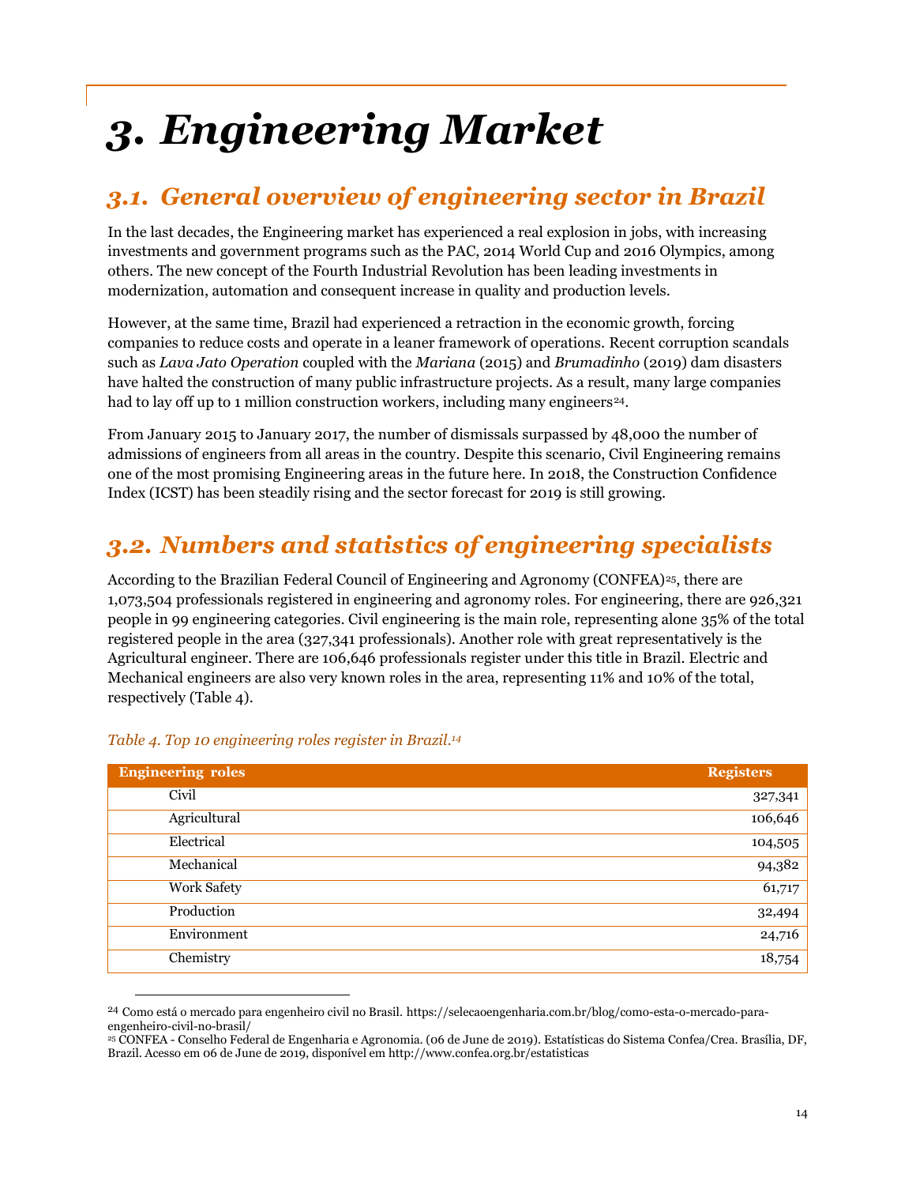# 3. Engineering Market

## 3.1. General overview of engineering sector in Brazil

In the last decades, the Engineering market has experienced a real explosion in jobs, with increasing investments and government programs such as the PAC, 2014 World Cup and 2016 Olympics, among others. The new concept of the Fourth Industrial Revolution has been leading investments in modernization, automation and consequent increase in quality and production levels.

However, at the same time, Brazil had experienced a retraction in the economic growth, forcing companies to reduce costs and operate in a leaner framework of operations. Recent corruption scandals such as *Lava Jato Operation* coupled with the *Mariana* (2015) and *Brumadinho* (2019) dam disasters have halted the construction of many public infrastructure projects. As a result, many large companies had to lay off up to 1 million construction workers, including many engineers[24].

From January 2015 to January 2017, the number of dismissals surpassed by 48,000 the number of admissions of engineers from all areas in the country. Despite this scenario, Civil Engineering remains one of the most promising Engineering areas in the future here. In 2018, the Construction Confidence Index (ICST) has been steadily rising and the sector forecast for 2019 is still growing.

## 3.2. Numbers and statistics of engineering specialists

According to the Brazilian Federal Council of Engineering and Agronomy (CONFEA)[25], there are 1,073,504 professionals registered in engineering and agronomy roles. For engineering, there are 926,321 people in 99 engineering categories. Civil engineering is the main role, representing alone 35% of the total registered people in the area (327,341 professionals). Another role with great representatively is the Agricultural engineer. There are 106,646 professionals register under this title in Brazil. Electric and Mechanical engineers are also very known roles in the area, representing 11% and 10% of the total, respectively (Table 4).

*Table 4. Top 10 engineering roles register in Brazil.[14]*

| Engineering roles | Registers |
|---|---|
| Civil | 327,341 |
| Agricultural | 106,646 |
| Electrical | 104,505 |
| Mechanical | 94,382 |
| Work Safety | 61,717 |
| Production | 32,494 |
| Environment | 24,716 |
| Chemistry | 18,754 |

[24] Como está o mercado para engenheiro civil no Brasil. https://selecaoengenharia.com.br/blog/como-esta-o-mercado-para-engenheiro-civil-no-brasil/

[25] CONFEA - Conselho Federal de Engenharia e Agronomia. (06 de June de 2019). Estatísticas do Sistema Confea/Crea. Brasília, DF, Brazil. Acesso em 06 de June de 2019, disponível em http://www.confea.org.br/estatisticas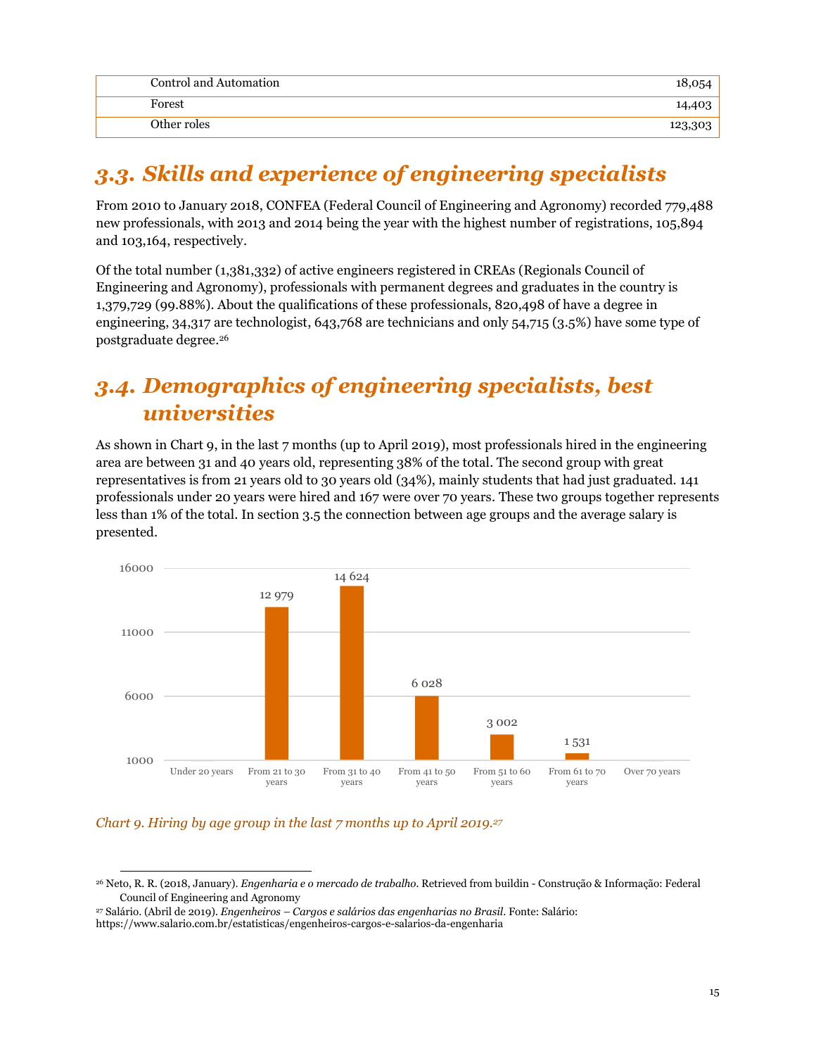| | |
|---|---|
| Control and Automation | 18,054 |
| Forest | 14,403 |
| Other roles | 123,303 |

## *3.3. Skills and experience of engineering specialists*

From 2010 to January 2018, CONFEA (Federal Council of Engineering and Agronomy) recorded 779,488 new professionals, with 2013 and 2014 being the year with the highest number of registrations, 105,894 and 103,164, respectively.

Of the total number (1,381,332) of active engineers registered in CREAs (Regionals Council of Engineering and Agronomy), professionals with permanent degrees and graduates in the country is 1,379,729 (99.88%). About the qualifications of these professionals, 820,498 of have a degree in engineering, 34,317 are technologist, 643,768 are technicians and only 54,715 (3.5%) have some type of postgraduate degree.[26]

## *3.4. Demographics of engineering specialists, best universities*

As shown in Chart 9, in the last 7 months (up to April 2019), most professionals hired in the engineering area are between 31 and 40 years old, representing 38% of the total. The second group with great representatives is from 21 years old to 30 years old (34%), mainly students that had just graduated. 141 professionals under 20 years were hired and 167 were over 70 years. These two groups together represents less than 1% of the total. In section 3.5 the connection between age groups and the average salary is presented.

16000
11000
6000
1000

12 979
14 624
6 028
3 002
1 531

Under 20 years
From 21 to 30 years
From 31 to 40 years
From 41 to 50 years
From 51 to 60 years
From 61 to 70 years
Over 70 years

*Chart 9. Hiring by age group in the last 7 months up to April 2019.*[27]

[26] Neto, R. R. (2018, January). *Engenharia e o mercado de trabalho*. Retrieved from buildin - Construção & Informação: Federal Council of Engineering and Agronomy

[27] Salário. (Abril de 2019). *Engenheiros – Cargos e salários das engenharias no Brasil*. Fonte: Salário: https://www.salario.com.br/estatisticas/engenheiros-cargos-e-salarios-da-engenharia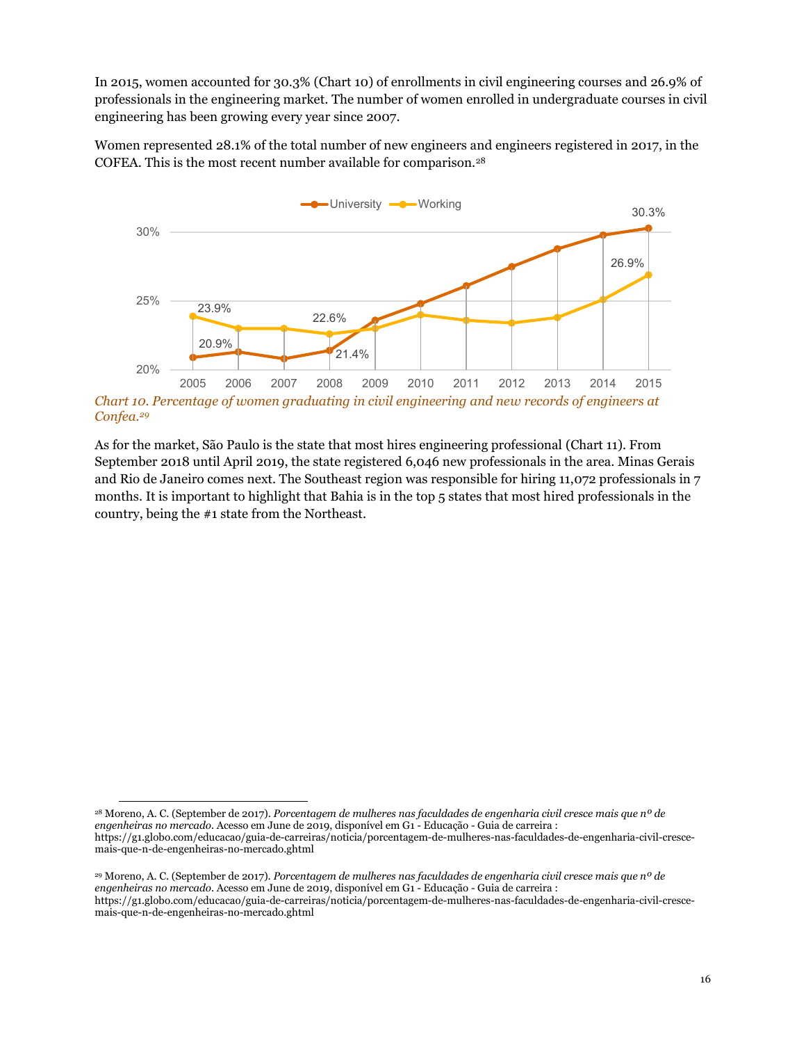In 2015, women accounted for 30.3% (Chart 10) of enrollments in civil engineering courses and 26.9% of professionals in the engineering market. The number of women enrolled in undergraduate courses in civil engineering has been growing every year since 2007.

Women represented 28.1% of the total number of new engineers and engineers registered in 2017, in the COFEA. This is the most recent number available for comparison.[28]

University
Working

30%
25%
20%

2005 2006 2007 2008 2009 2010 2011 2012 2013 2014 2015

23.9%
20.9%
22.6%
21.4%
26.9%
30.3%

*Chart 10. Percentage of women graduating in civil engineering and new records of engineers at Confea.[29]*

As for the market, São Paulo is the state that most hires engineering professional (Chart 11). From September 2018 until April 2019, the state registered 6,046 new professionals in the area. Minas Gerais and Rio de Janeiro comes next. The Southeast region was responsible for hiring 11,072 professionals in 7 months. It is important to highlight that Bahia is in the top 5 states that most hired professionals in the country, being the #1 state from the Northeast.

---

[28] Moreno, A. C. (September de 2017). *Porcentagem de mulheres nas faculdades de engenharia civil cresce mais que nº de engenheiras no mercado*. Acesso em June de 2019, disponível em G1 - Educação - Guia de carreira : https://g1.globo.com/educacao/guia-de-carreiras/noticia/porcentagem-de-mulheres-nas-faculdades-de-engenharia-civil-cresce-mais-que-n-de-engenheiras-no-mercado.ghtml

[29] Moreno, A. C. (September de 2017). *Porcentagem de mulheres nas faculdades de engenharia civil cresce mais que nº de engenheiras no mercado*. Acesso em June de 2019, disponível em G1 - Educação - Guia de carreira : https://g1.globo.com/educacao/guia-de-carreiras/noticia/porcentagem-de-mulheres-nas-faculdades-de-engenharia-civil-cresce-mais-que-n-de-engenheiras-no-mercado.ghtml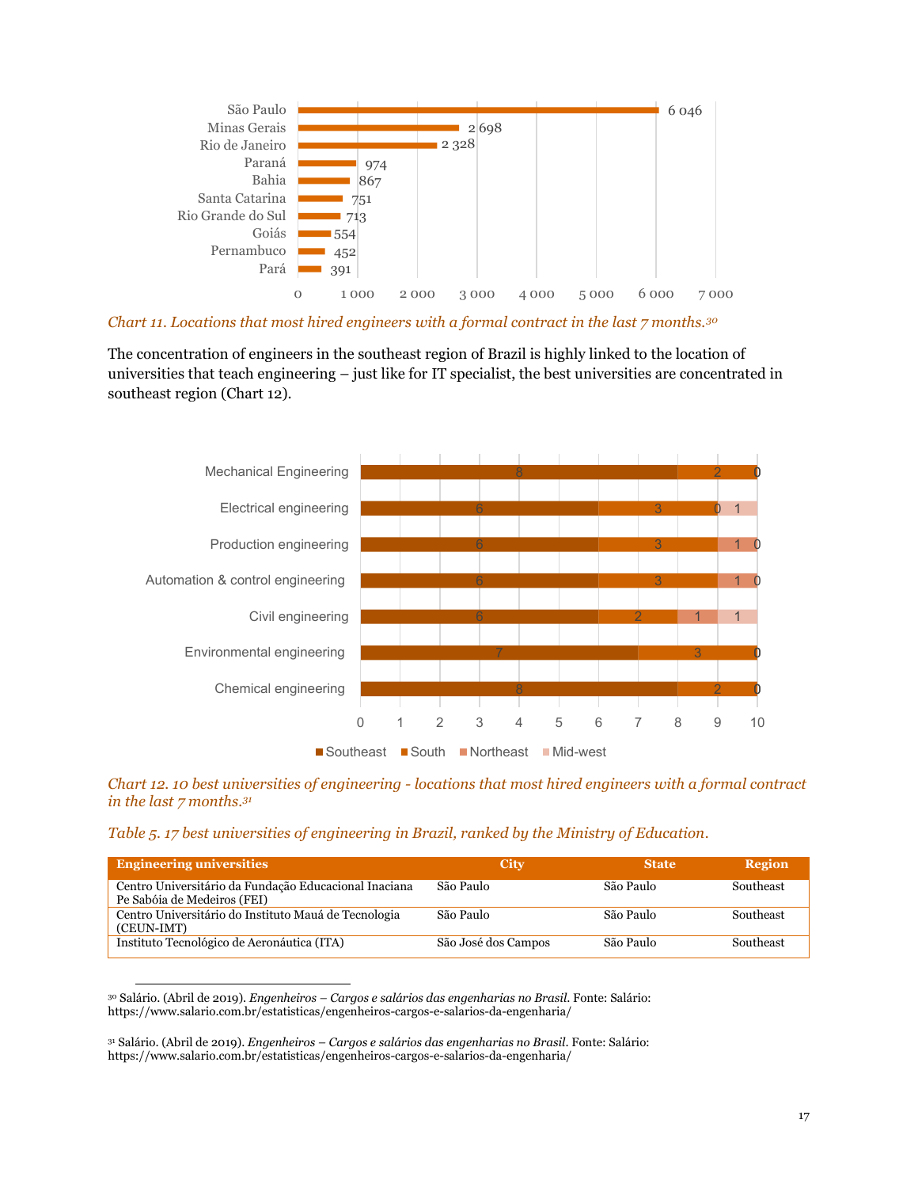São Paulo 6 046
Minas Gerais 2 698
Rio de Janeiro 2 328
Paraná 974
Bahia 867
Santa Catarina 751
Rio Grande do Sul 713
Goiás 554
Pernambuco 452
Pará 391

0 1 000 2 000 3 000 4 000 5 000 6 000 7 000

*Chart 11. Locations that most hired engineers with a formal contract in the last 7 months.[30]*

The concentration of engineers in the southeast region of Brazil is highly linked to the location of universities that teach engineering – just like for IT specialist, the best universities are concentrated in southeast region (Chart 12).

Mechanical Engineering 8 2 0
Electrical engineering 6 3 0 1
Production engineering 6 3 1 0
Automation & control engineering 6 3 1 0
Civil engineering 6 2 1 1
Environmental engineering 7 3 0
Chemical engineering 8 2 0

0 1 2 3 4 5 6 7 8 9 10

Southeast South Northeast Mid-west

*Chart 12. 10 best universities of engineering - locations that most hired engineers with a formal contract in the last 7 months.[31]*

*Table 5. 17 best universities of engineering in Brazil, ranked by the Ministry of Education.*

| Engineering universities | City | State | Region |
|---|---|---|---|
| Centro Universitário da Fundação Educacional Inaciana Pe Sabóia de Medeiros (FEI) | São Paulo | São Paulo | Southeast |
| Centro Universitário do Instituto Mauá de Tecnologia (CEUN-IMT) | São Paulo | São Paulo | Southeast |
| Instituto Tecnológico de Aeronáutica (ITA) | São José dos Campos | São Paulo | Southeast |

[30] Salário. (Abril de 2019). *Engenheiros – Cargos e salários das engenharias no Brasil.* Fonte: Salário: https://www.salario.com.br/estatisticas/engenheiros-cargos-e-salarios-da-engenharia/

[31] Salário. (Abril de 2019). *Engenheiros – Cargos e salários das engenharias no Brasil.* Fonte: Salário: https://www.salario.com.br/estatisticas/engenheiros-cargos-e-salarios-da-engenharia/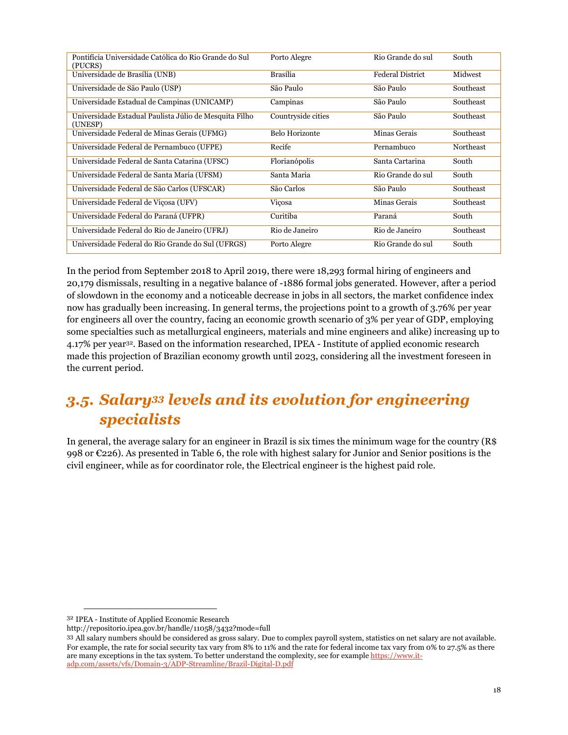| | | | |
|---|---|---|---|
| Pontifícia Universidade Católica do Rio Grande do Sul (PUCRS) | Porto Alegre | Rio Grande do sul | South |
| Universidade de Brasília (UNB) | Brasília | Federal District | Midwest |
| Universidade de São Paulo (USP) | São Paulo | São Paulo | Southeast |
| Universidade Estadual de Campinas (UNICAMP) | Campinas | São Paulo | Southeast |
| Universidade Estadual Paulista Júlio de Mesquita Filho (UNESP) | Countryside cities | São Paulo | Southeast |
| Universidade Federal de Minas Gerais (UFMG) | Belo Horizonte | Minas Gerais | Southeast |
| Universidade Federal de Pernambuco (UFPE) | Recife | Pernambuco | Northeast |
| Universidade Federal de Santa Catarina (UFSC) | Florianópolis | Santa Cartarina | South |
| Universidade Federal de Santa Maria (UFSM) | Santa Maria | Rio Grande do sul | South |
| Universidade Federal de São Carlos (UFSCAR) | São Carlos | São Paulo | Southeast |
| Universidade Federal de Viçosa (UFV) | Viçosa | Minas Gerais | Southeast |
| Universidade Federal do Paraná (UFPR) | Curitiba | Paraná | South |
| Universidade Federal do Rio de Janeiro (UFRJ) | Rio de Janeiro | Rio de Janeiro | Southeast |
| Universidade Federal do Rio Grande do Sul (UFRGS) | Porto Alegre | Rio Grande do sul | South |

In the period from September 2018 to April 2019, there were 18,293 formal hiring of engineers and 20,179 dismissals, resulting in a negative balance of -1886 formal jobs generated. However, after a period of slowdown in the economy and a noticeable decrease in jobs in all sectors, the market confidence index now has gradually been increasing. In general terms, the projections point to a growth of 3.76% per year for engineers all over the country, facing an economic growth scenario of 3% per year of GDP, employing some specialties such as metallurgical engineers, materials and mine engineers and alike) increasing up to 4.17% per year[32]. Based on the information researched, IPEA - Institute of applied economic research made this projection of Brazilian economy growth until 2023, considering all the investment foreseen in the current period.

## 3.5. Salary[33] levels and its evolution for engineering specialists

In general, the average salary for an engineer in Brazil is six times the minimum wage for the country (R$ 998 or €226). As presented in Table 6, the role with highest salary for Junior and Senior positions is the civil engineer, while as for coordinator role, the Electrical engineer is the highest paid role.

---

[32] IPEA - Institute of Applied Economic Research
http://repositorio.ipea.gov.br/handle/11058/3432?mode=full

[33] All salary numbers should be considered as gross salary. Due to complex payroll system, statistics on net salary are not available. For example, the rate for social security tax vary from 8% to 11% and the rate for federal income tax vary from 0% to 27.5% as there are many exceptions in the tax system. To better understand the complexity, see for example https://www.it-adp.com/assets/vfs/Domain-3/ADP-Streamline/Brazil-Digital-D.pdf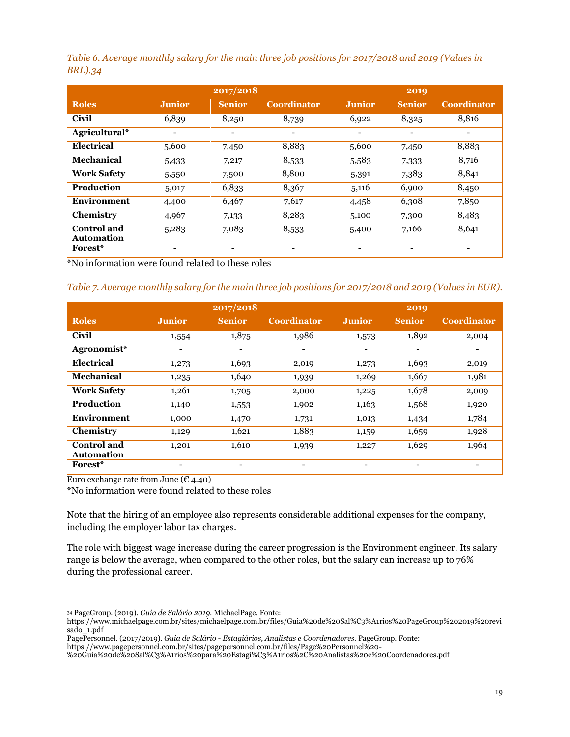*Table 6. Average monthly salary for the main three job positions for 2017/2018 and 2019 (Values in BRL).34*

| | 2017/2018 | | | 2019 | | |
|---|---|---|---|---|---|---|
| **Roles** | **Junior** | **Senior** | **Coordinator** | **Junior** | **Senior** | **Coordinator** |
| **Civil** | 6,839 | 8,250 | 8,739 | 6,922 | 8,325 | 8,816 |
| **Agricultural*** | - | - | - | - | - | - |
| **Electrical** | 5,600 | 7,450 | 8,883 | 5,600 | 7,450 | 8,883 |
| **Mechanical** | 5,433 | 7,217 | 8,533 | 5,583 | 7,333 | 8,716 |
| **Work Safety** | 5,550 | 7,500 | 8,800 | 5,391 | 7,383 | 8,841 |
| **Production** | 5,017 | 6,833 | 8,367 | 5,116 | 6,900 | 8,450 |
| **Environment** | 4,400 | 6,467 | 7,617 | 4,458 | 6,308 | 7,850 |
| **Chemistry** | 4,967 | 7,133 | 8,283 | 5,100 | 7,300 | 8,483 |
| **Control and Automation** | 5,283 | 7,083 | 8,533 | 5,400 | 7,166 | 8,641 |
| **Forest*** | - | - | - | - | - | - |

*No information were found related to these roles

*Table 7. Average monthly salary for the main three job positions for 2017/2018 and 2019 (Values in EUR).*

| | 2017/2018 | | | 2019 | | |
|---|---|---|---|---|---|---|
| **Roles** | **Junior** | **Senior** | **Coordinator** | **Junior** | **Senior** | **Coordinator** |
| **Civil** | 1,554 | 1,875 | 1,986 | 1,573 | 1,892 | 2,004 |
| **Agronomist*** | - | - | - | - | - | - |
| **Electrical** | 1,273 | 1,693 | 2,019 | 1,273 | 1,693 | 2,019 |
| **Mechanical** | 1,235 | 1,640 | 1,939 | 1,269 | 1,667 | 1,981 |
| **Work Safety** | 1,261 | 1,705 | 2,000 | 1,225 | 1,678 | 2,009 |
| **Production** | 1,140 | 1,553 | 1,902 | 1,163 | 1,568 | 1,920 |
| **Environment** | 1,000 | 1,470 | 1,731 | 1,013 | 1,434 | 1,784 |
| **Chemistry** | 1,129 | 1,621 | 1,883 | 1,159 | 1,659 | 1,928 |
| **Control and Automation** | 1,201 | 1,610 | 1,939 | 1,227 | 1,629 | 1,964 |
| **Forest*** | - | - | - | - | - | - |

Euro exchange rate from June (€ 4.40)

*No information were found related to these roles

Note that the hiring of an employee also represents considerable additional expenses for the company, including the employer labor tax charges.

The role with biggest wage increase during the career progression is the Environment engineer. Its salary range is below the average, when compared to the other roles, but the salary can increase up to 76% during the professional career.

---

34 PageGroup. (2019). *Guia de Salário 2019*. MichaelPage. Fonte: https://www.michaelpage.com.br/sites/michaelpage.com.br/files/Guia%20de%20Sal%C3%A1rios%20PageGroup%202019%20revisado_1.pdf

PagePersonnel. (2017/2019). *Guia de Salário - Estagiários, Analistas e Coordenadores*. PageGroup. Fonte: https://www.pagepersonnel.com.br/sites/pagepersonnel.com.br/files/Page%20Personnel%20-%20Guia%20de%20Sal%C3%A1rios%20para%20Estagi%C3%A1rios%2C%20Analistas%20e%20Coordenadores.pdf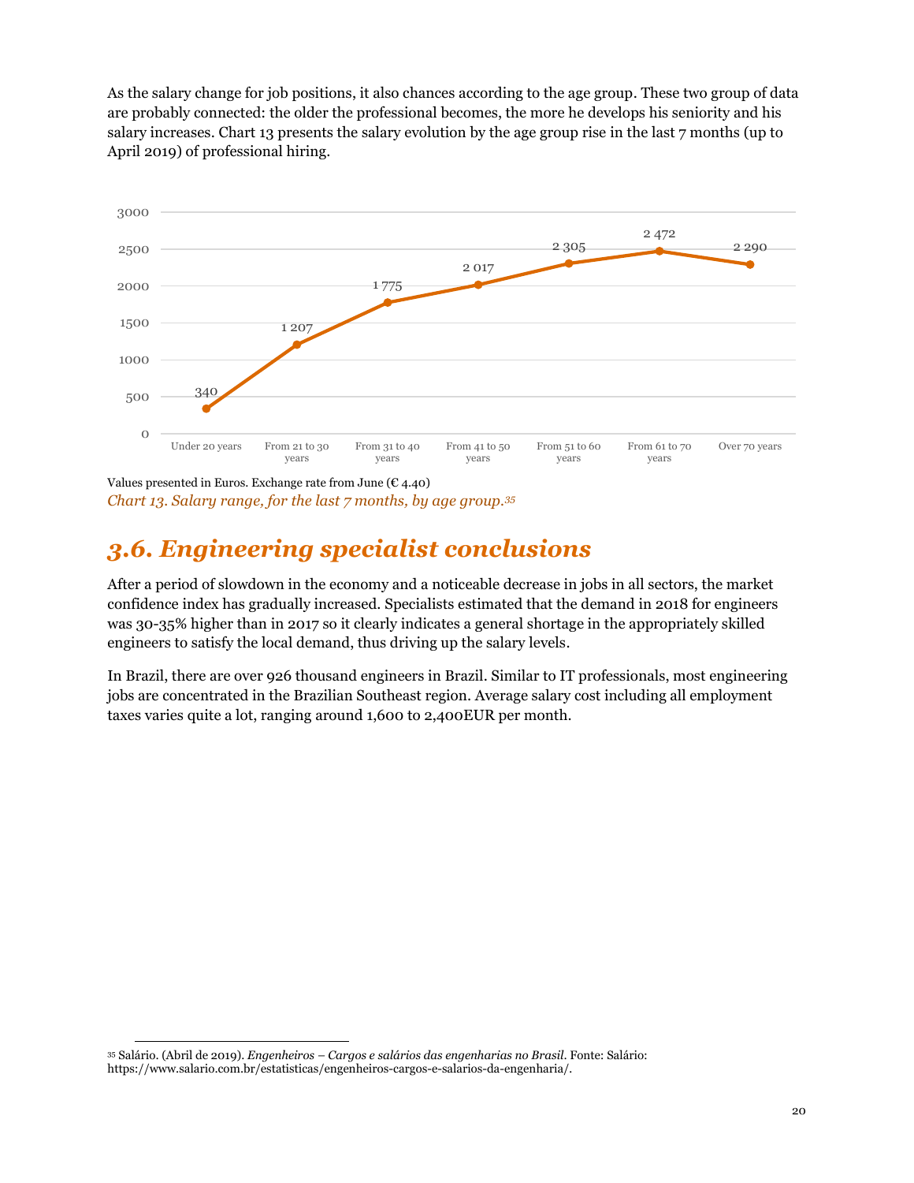As the salary change for job positions, it also chances according to the age group. These two group of data are probably connected: the older the professional becomes, the more he develops his seniority and his salary increases. Chart 13 presents the salary evolution by the age group rise in the last 7 months (up to April 2019) of professional hiring.

3000
2500
2000
1500
1000
500
0

340
1 207
1 775
2 017
2 305
2 472
2 290

Under 20 years
From 21 to 30 years
From 31 to 40 years
From 41 to 50 years
From 51 to 60 years
From 61 to 70 years
Over 70 years

Values presented in Euros. Exchange rate from June (€ 4.40)

*Chart 13. Salary range, for the last 7 months, by age group.*[35]

## *3.6. Engineering specialist conclusions*

After a period of slowdown in the economy and a noticeable decrease in jobs in all sectors, the market confidence index has gradually increased. Specialists estimated that the demand in 2018 for engineers was 30-35% higher than in 2017 so it clearly indicates a general shortage in the appropriately skilled engineers to satisfy the local demand, thus driving up the salary levels.

In Brazil, there are over 926 thousand engineers in Brazil. Similar to IT professionals, most engineering jobs are concentrated in the Brazilian Southeast region. Average salary cost including all employment taxes varies quite a lot, ranging around 1,600 to 2,400EUR per month.

[35] Salário. (Abril de 2019). *Engenheiros – Cargos e salários das engenharias no Brasil*. Fonte: Salário: https://www.salario.com.br/estatisticas/engenheiros-cargos-e-salarios-da-engenharia/.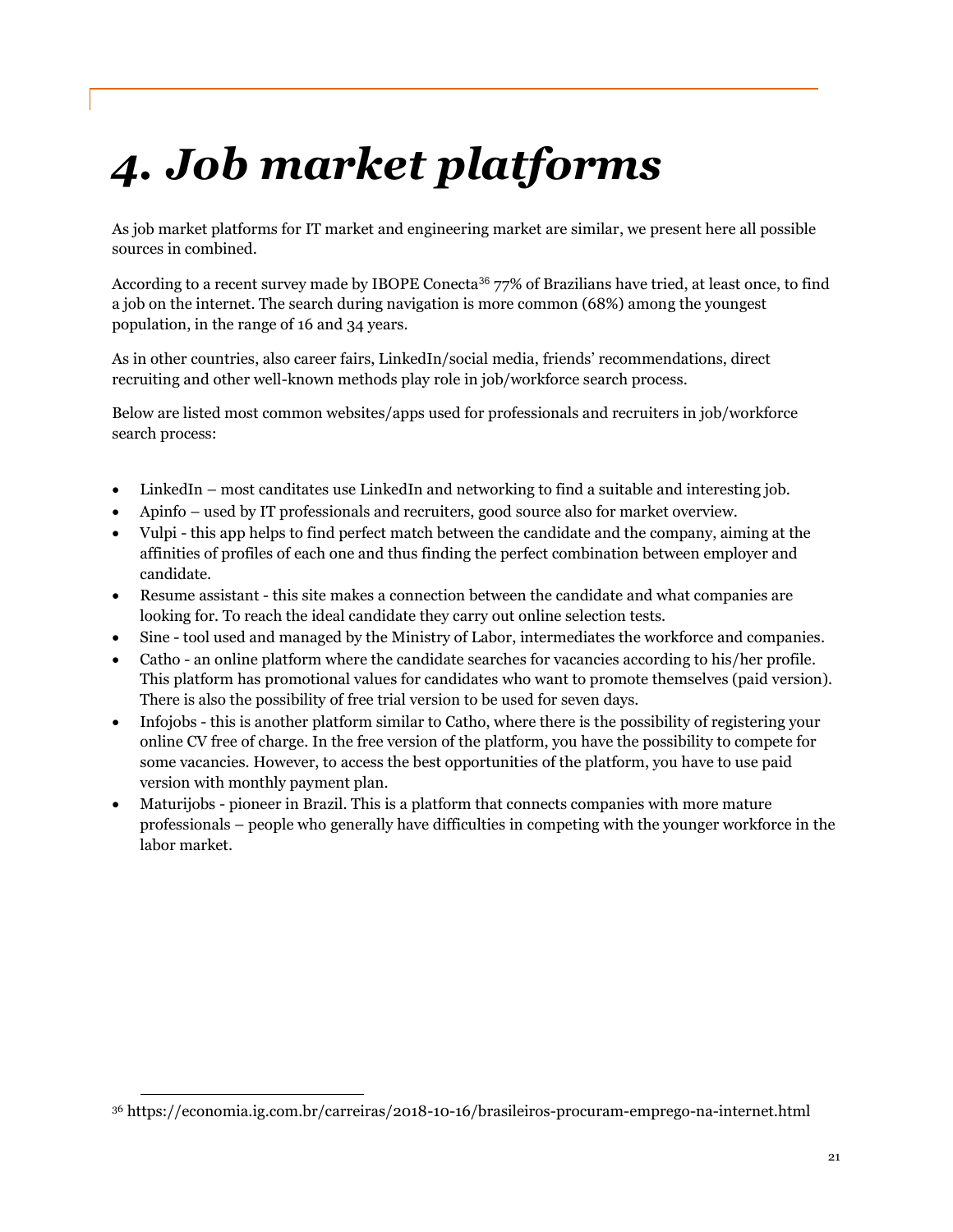# 4. Job market platforms

As job market platforms for IT market and engineering market are similar, we present here all possible sources in combined.

According to a recent survey made by IBOPE Conecta[36] 77% of Brazilians have tried, at least once, to find a job on the internet. The search during navigation is more common (68%) among the youngest population, in the range of 16 and 34 years.

As in other countries, also career fairs, LinkedIn/social media, friends' recommendations, direct recruiting and other well-known methods play role in job/workforce search process.

Below are listed most common websites/apps used for professionals and recruiters in job/workforce search process:

- LinkedIn – most canditates use LinkedIn and networking to find a suitable and interesting job.
- Apinfo – used by IT professionals and recruiters, good source also for market overview.
- Vulpi - this app helps to find perfect match between the candidate and the company, aiming at the affinities of profiles of each one and thus finding the perfect combination between employer and candidate.
- Resume assistant - this site makes a connection between the candidate and what companies are looking for. To reach the ideal candidate they carry out online selection tests.
- Sine - tool used and managed by the Ministry of Labor, intermediates the workforce and companies.
- Catho - an online platform where the candidate searches for vacancies according to his/her profile. This platform has promotional values for candidates who want to promote themselves (paid version). There is also the possibility of free trial version to be used for seven days.
- Infojobs - this is another platform similar to Catho, where there is the possibility of registering your online CV free of charge. In the free version of the platform, you have the possibility to compete for some vacancies. However, to access the best opportunities of the platform, you have to use paid version with monthly payment plan.
- Maturijobs - pioneer in Brazil. This is a platform that connects companies with more mature professionals – people who generally have difficulties in competing with the younger workforce in the labor market.

[36] https://economia.ig.com.br/carreiras/2018-10-16/brasileiros-procuram-emprego-na-internet.html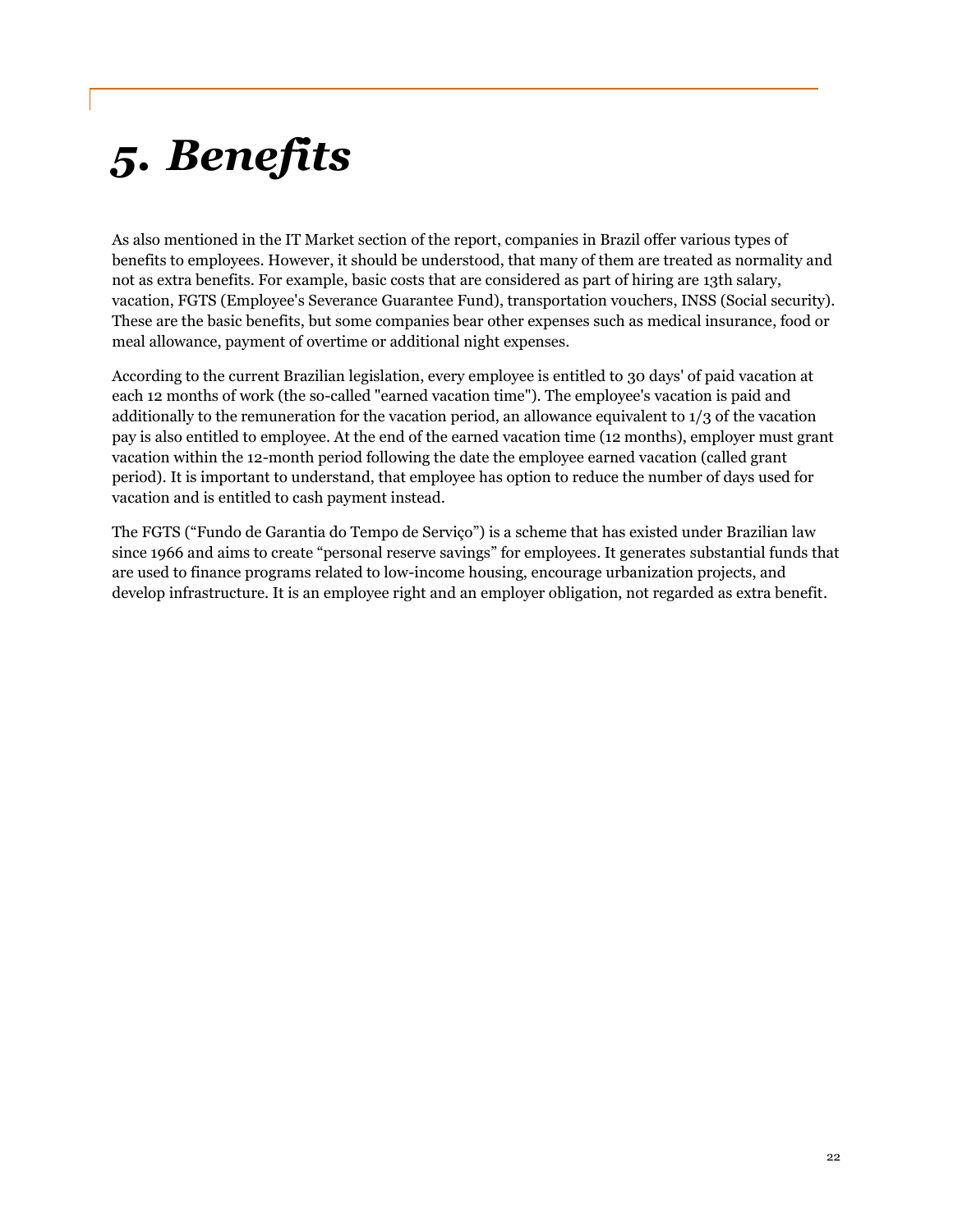# *5. Benefits*

As also mentioned in the IT Market section of the report, companies in Brazil offer various types of benefits to employees. However, it should be understood, that many of them are treated as normality and not as extra benefits. For example, basic costs that are considered as part of hiring are 13th salary, vacation, FGTS (Employee's Severance Guarantee Fund), transportation vouchers, INSS (Social security). These are the basic benefits, but some companies bear other expenses such as medical insurance, food or meal allowance, payment of overtime or additional night expenses.

According to the current Brazilian legislation, every employee is entitled to 30 days' of paid vacation at each 12 months of work (the so-called "earned vacation time"). The employee's vacation is paid and additionally to the remuneration for the vacation period, an allowance equivalent to 1/3 of the vacation pay is also entitled to employee. At the end of the earned vacation time (12 months), employer must grant vacation within the 12-month period following the date the employee earned vacation (called grant period). It is important to understand, that employee has option to reduce the number of days used for vacation and is entitled to cash payment instead.

The FGTS ("Fundo de Garantia do Tempo de Serviço") is a scheme that has existed under Brazilian law since 1966 and aims to create "personal reserve savings" for employees. It generates substantial funds that are used to finance programs related to low-income housing, encourage urbanization projects, and develop infrastructure. It is an employee right and an employer obligation, not regarded as extra benefit.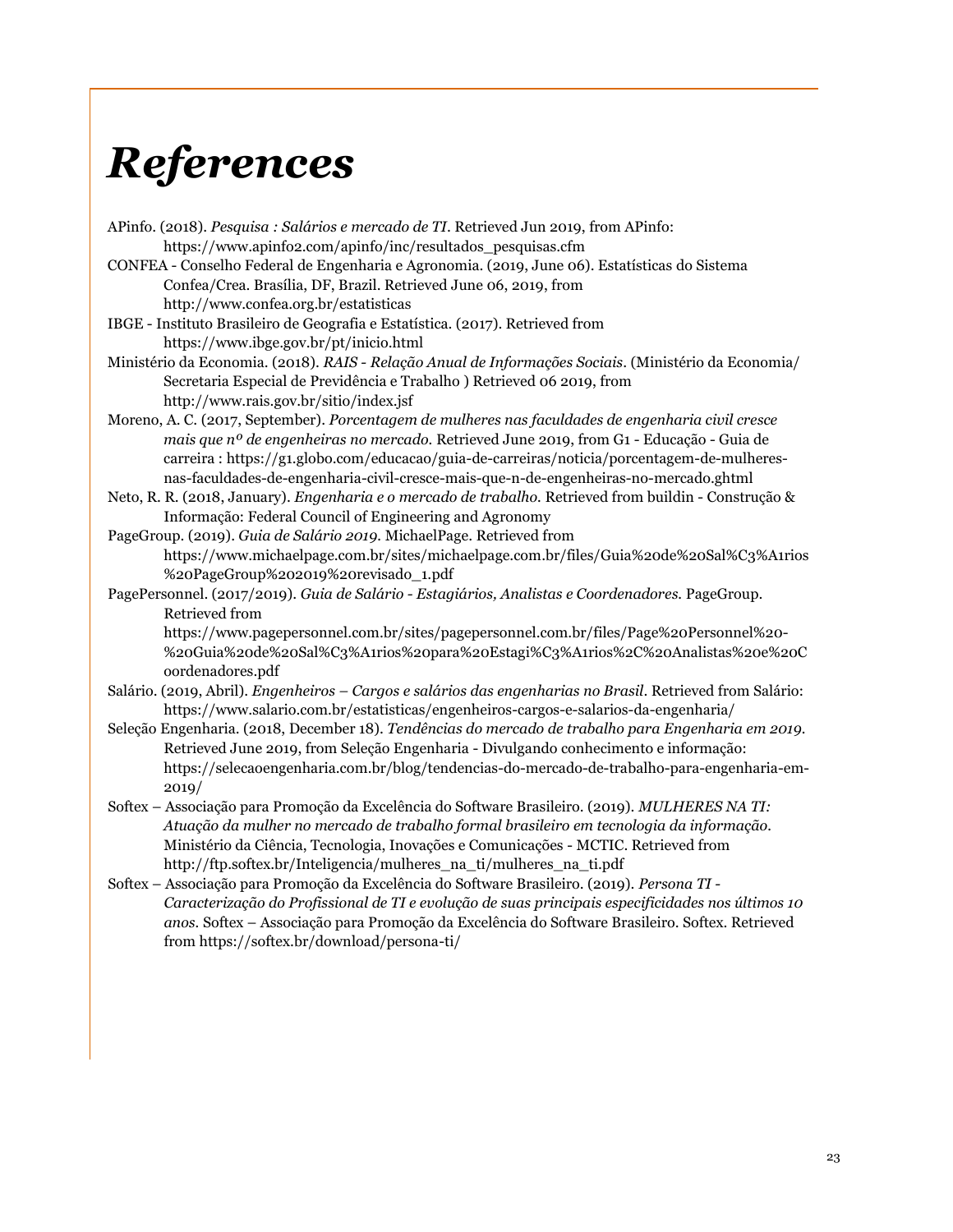# *References*

APinfo. (2018). *Pesquisa : Salários e mercado de TI*. Retrieved Jun 2019, from APinfo: https://www.apinfo2.com/apinfo/inc/resultados_pesquisas.cfm

CONFEA - Conselho Federal de Engenharia e Agronomia. (2019, June 06). Estatísticas do Sistema Confea/Crea. Brasília, DF, Brazil. Retrieved June 06, 2019, from http://www.confea.org.br/estatisticas

IBGE - Instituto Brasileiro de Geografia e Estatística. (2017). Retrieved from https://www.ibge.gov.br/pt/inicio.html

Ministério da Economia. (2018). *RAIS - Relação Anual de Informações Sociais*. (Ministério da Economia/ Secretaria Especial de Previdência e Trabalho ) Retrieved 06 2019, from http://www.rais.gov.br/sitio/index.jsf

Moreno, A. C. (2017, September). *Porcentagem de mulheres nas faculdades de engenharia civil cresce mais que nº de engenheiras no mercado.* Retrieved June 2019, from G1 - Educação - Guia de carreira : https://g1.globo.com/educacao/guia-de-carreiras/noticia/porcentagem-de-mulheres-nas-faculdades-de-engenharia-civil-cresce-mais-que-n-de-engenheiras-no-mercado.ghtml

Neto, R. R. (2018, January). *Engenharia e o mercado de trabalho.* Retrieved from buildin - Construção & Informação: Federal Council of Engineering and Agronomy

PageGroup. (2019). *Guia de Salário 2019.* MichaelPage. Retrieved from https://www.michaelpage.com.br/sites/michaelpage.com.br/files/Guia%20de%20Sal%C3%A1rios%20PageGroup%202019%20revisado_1.pdf

PagePersonnel. (2017/2019). *Guia de Salário - Estagiários, Analistas e Coordenadores.* PageGroup. Retrieved from https://www.pagepersonnel.com.br/sites/pagepersonnel.com.br/files/Page%20Personnel%20-%20Guia%20de%20Sal%C3%A1rios%20para%20Estagi%C3%A1rios%2C%20Analistas%20e%20Coordenadores.pdf

Salário. (2019, Abril). *Engenheiros – Cargos e salários das engenharias no Brasil*. Retrieved from Salário: https://www.salario.com.br/estatisticas/engenheiros-cargos-e-salarios-da-engenharia/

Seleção Engenharia. (2018, December 18). *Tendências do mercado de trabalho para Engenharia em 2019.* Retrieved June 2019, from Seleção Engenharia - Divulgando conhecimento e informação: https://selecaoengenharia.com.br/blog/tendencias-do-mercado-de-trabalho-para-engenharia-em-2019/

Softex – Associação para Promoção da Excelência do Software Brasileiro. (2019). *MULHERES NA TI: Atuação da mulher no mercado de trabalho formal brasileiro em tecnologia da informação.* Ministério da Ciência, Tecnologia, Inovações e Comunicações - MCTIC. Retrieved from http://ftp.softex.br/Inteligencia/mulheres_na_ti/mulheres_na_ti.pdf

Softex – Associação para Promoção da Excelência do Software Brasileiro. (2019). *Persona TI - Caracterização do Profissional de TI e evolução de suas principais especificidades nos últimos 10 anos.* Softex – Associação para Promoção da Excelência do Software Brasileiro. Softex. Retrieved from https://softex.br/download/persona-ti/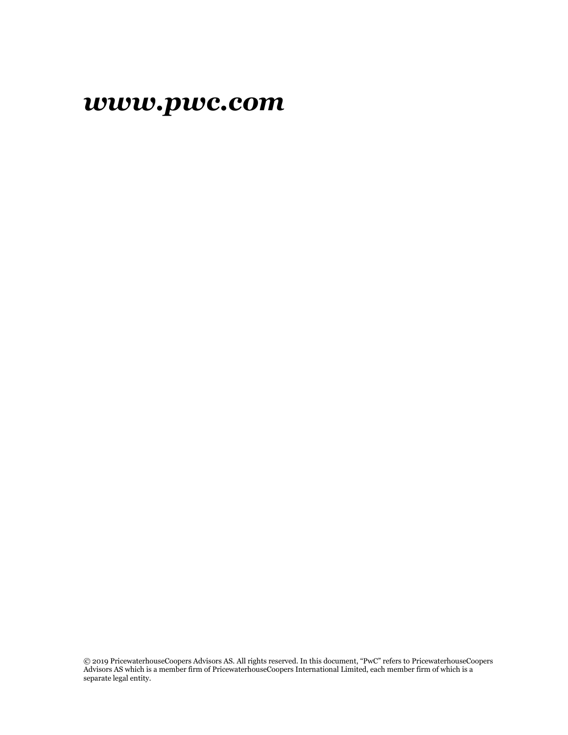# *www.pwc.com*

© 2019 PricewaterhouseCoopers Advisors AS. All rights reserved. In this document, "PwC" refers to PricewaterhouseCoopers Advisors AS which is a member firm of PricewaterhouseCoopers International Limited, each member firm of which is a separate legal entity.